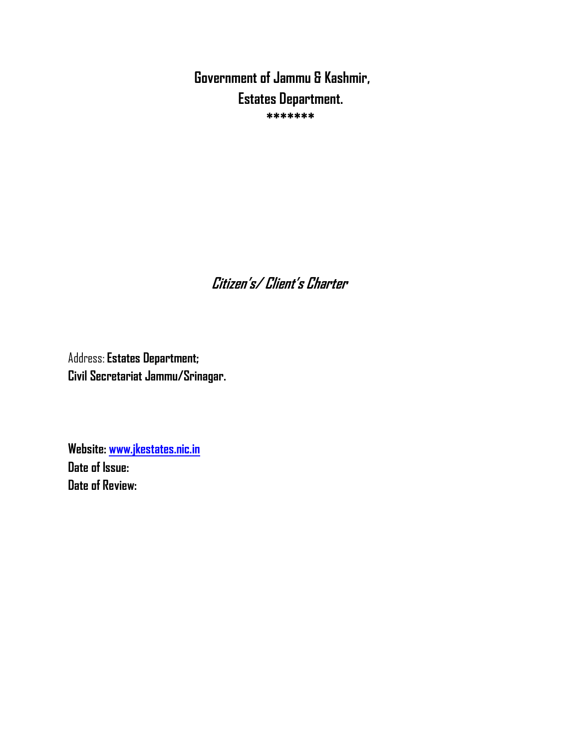# Government of Jammu & Kashmir,
# Estates Department.

*******

## *Citizen's/ Client's Charter*

Address: **Estates Department;**
**Civil Secretariat Jammu/Srinagar.**

**Website:** [www.jkestates.nic.in](http://www.jkestates.nic.in)
**Date of Issue:**
**Date of Review:**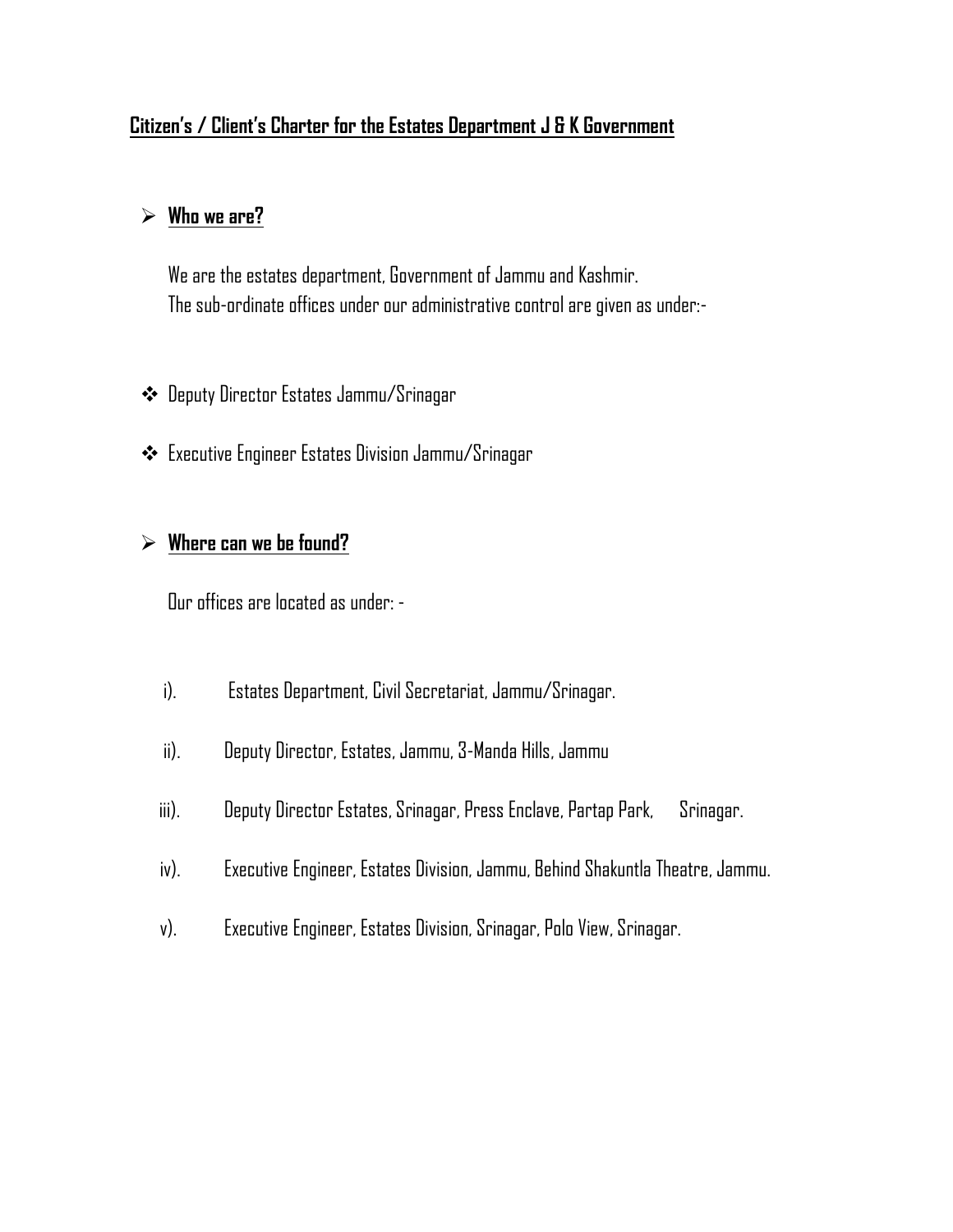## Citizen's / Client's Charter for the Estates Department J & K Government

### Who we are?

We are the estates department, Government of Jammu and Kashmir.
The sub-ordinate offices under our administrative control are given as under:-

- Deputy Director Estates Jammu/Srinagar
- Executive Engineer Estates Division Jammu/Srinagar

### Where can we be found?

Our offices are located as under: -

i). Estates Department, Civil Secretariat, Jammu/Srinagar.

ii). Deputy Director, Estates, Jammu, 3-Manda Hills, Jammu

iii). Deputy Director Estates, Srinagar, Press Enclave, Partap Park, Srinagar.

iv). Executive Engineer, Estates Division, Jammu, Behind Shakuntla Theatre, Jammu.

v). Executive Engineer, Estates Division, Srinagar, Polo View, Srinagar.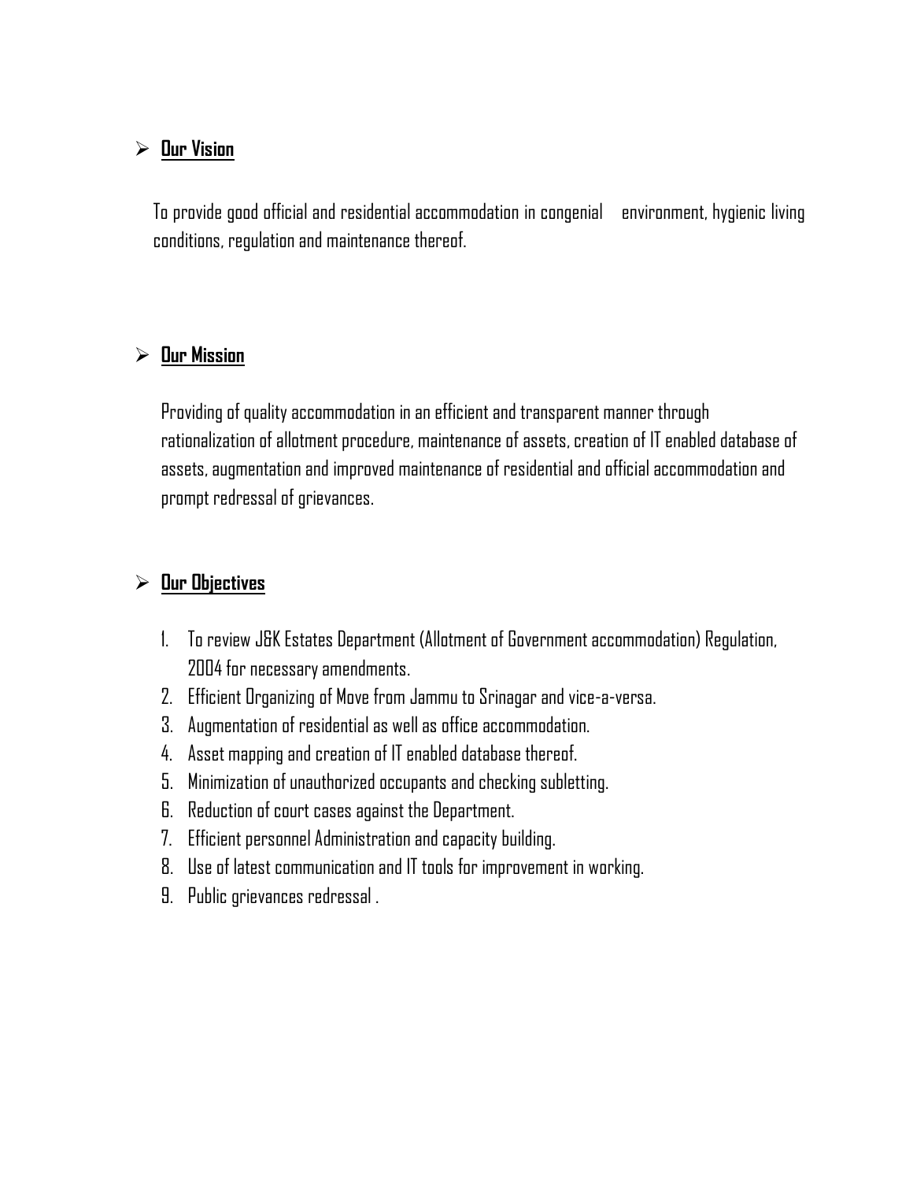## Our Vision

To provide good official and residential accommodation in congenial environment, hygienic living conditions, regulation and maintenance thereof.

## Our Mission

Providing of quality accommodation in an efficient and transparent manner through rationalization of allotment procedure, maintenance of assets, creation of IT enabled database of assets, augmentation and improved maintenance of residential and official accommodation and prompt redressal of grievances.

## Our Objectives

1. To review J&K Estates Department (Allotment of Government accommodation) Regulation, 2004 for necessary amendments.
2. Efficient Organizing of Move from Jammu to Srinagar and vice-a-versa.
3. Augmentation of residential as well as office accommodation.
4. Asset mapping and creation of IT enabled database thereof.
5. Minimization of unauthorized occupants and checking subletting.
6. Reduction of court cases against the Department.
7. Efficient personnel Administration and capacity building.
8. Use of latest communication and IT tools for improvement in working.
9. Public grievances redressal .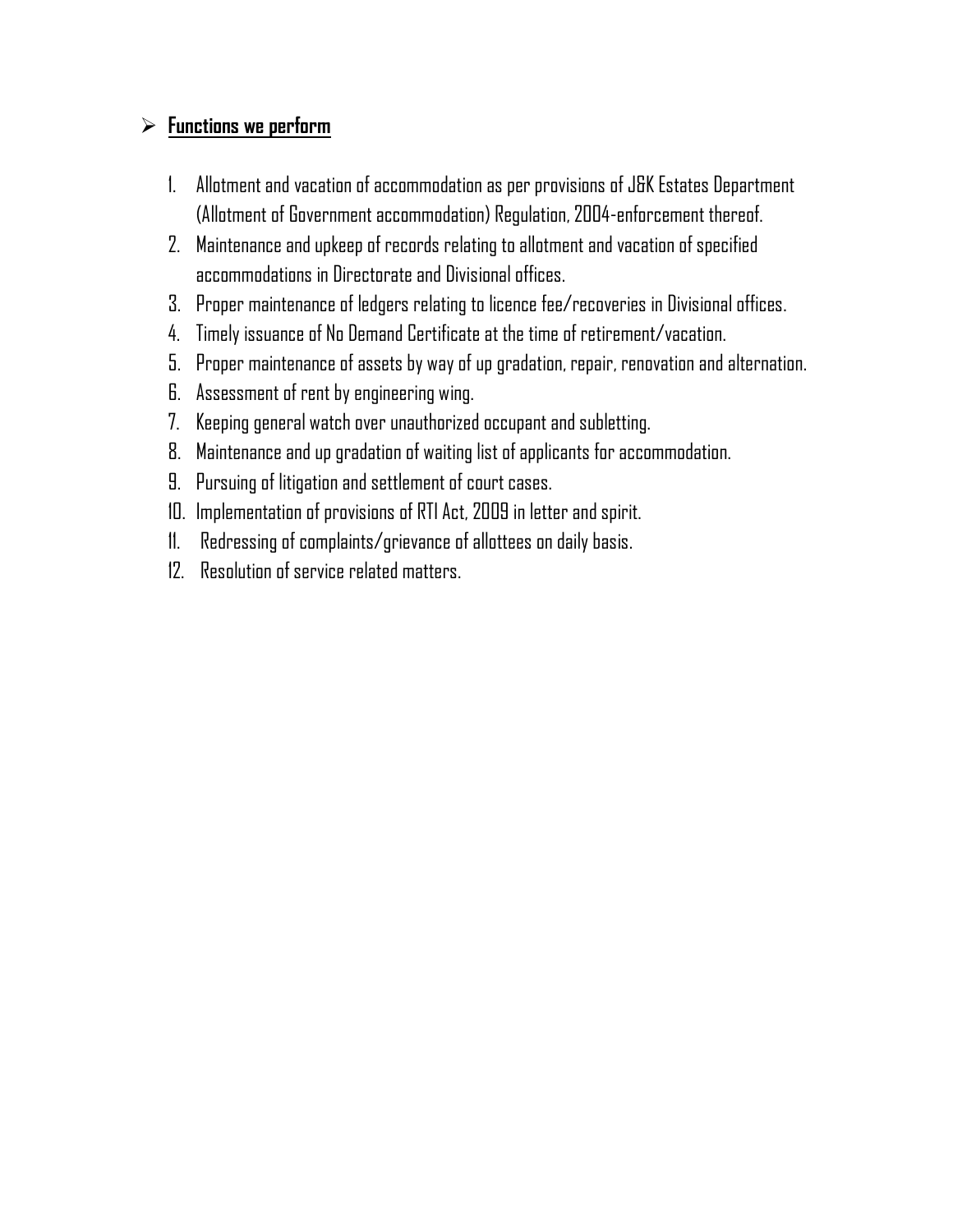- **Functions we perform**

1. Allotment and vacation of accommodation as per provisions of J&K Estates Department (Allotment of Government accommodation) Regulation, 2004-enforcement thereof.
2. Maintenance and upkeep of records relating to allotment and vacation of specified accommodations in Directorate and Divisional offices.
3. Proper maintenance of ledgers relating to licence fee/recoveries in Divisional offices.
4. Timely issuance of No Demand Certificate at the time of retirement/vacation.
5. Proper maintenance of assets by way of up gradation, repair, renovation and alternation.
6. Assessment of rent by engineering wing.
7. Keeping general watch over unauthorized occupant and subletting.
8. Maintenance and up gradation of waiting list of applicants for accommodation.
9. Pursuing of litigation and settlement of court cases.
10. Implementation of provisions of RTI Act, 2009 in letter and spirit.
11. Redressing of complaints/grievance of allottees on daily basis.
12. Resolution of service related matters.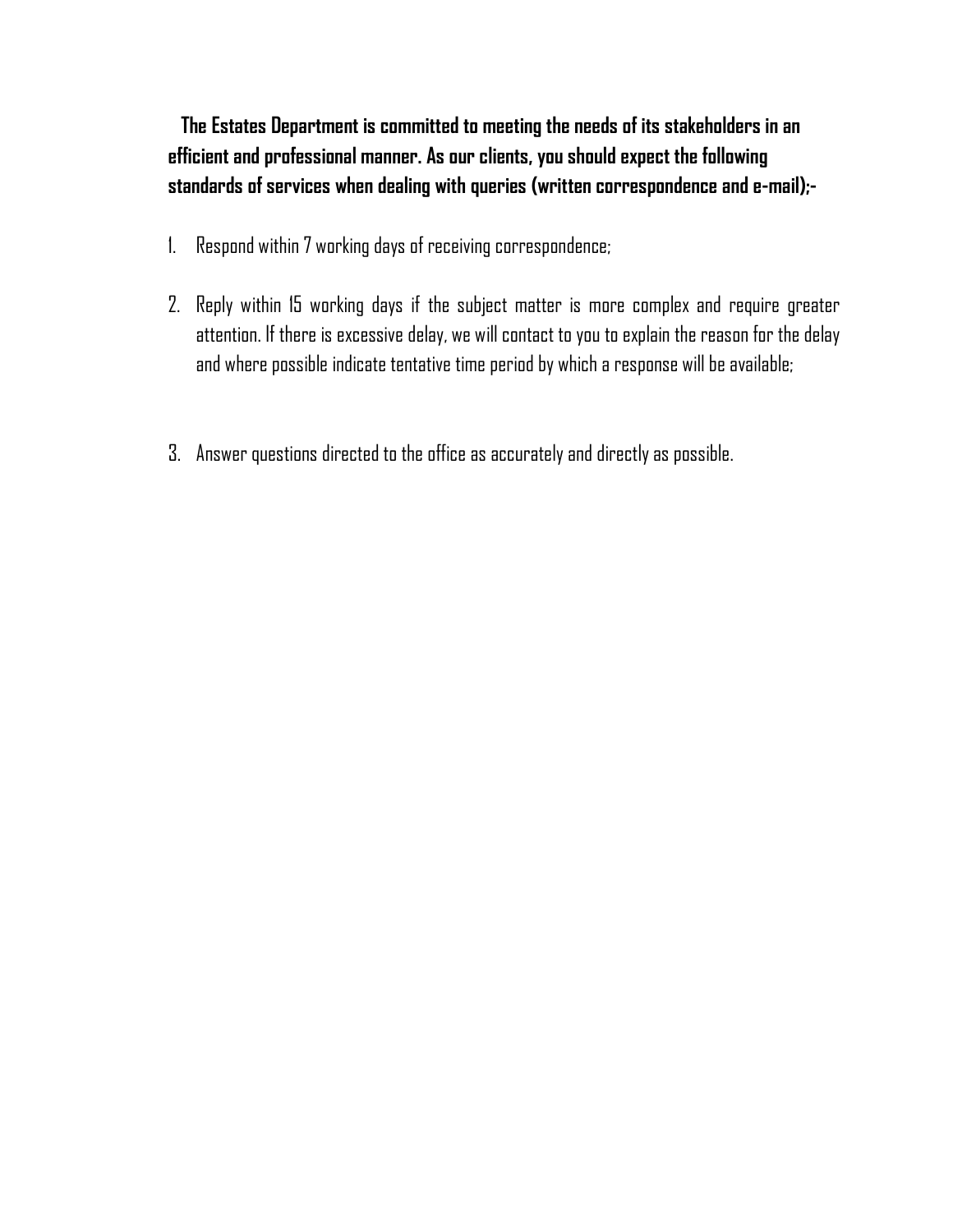**The Estates Department is committed to meeting the needs of its stakeholders in an efficient and professional manner. As our clients, you should expect the following standards of services when dealing with queries (written correspondence and e-mail);-**

1. Respond within 7 working days of receiving correspondence;

2. Reply within 15 working days if the subject matter is more complex and require greater attention. If there is excessive delay, we will contact to you to explain the reason for the delay and where possible indicate tentative time period by which a response will be available;

3. Answer questions directed to the office as accurately and directly as possible.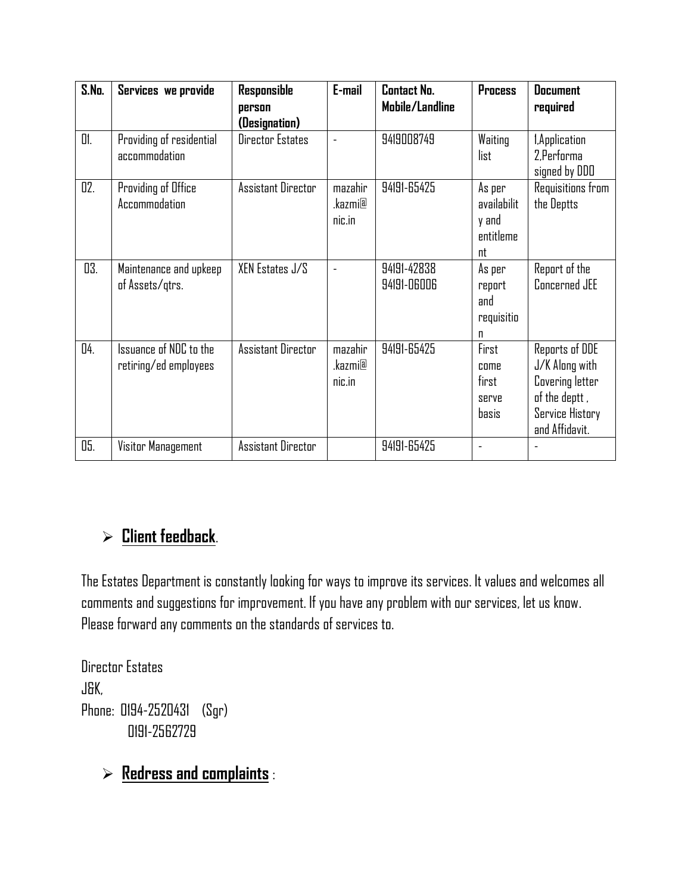| S.No. | Services we provide | Responsible person (Designation) | E-mail | Contact No. Mobile/Landline | Process | Document required |
|---|---|---|---|---|---|---|
| 01. | Providing of residential accommodation | Director Estates | - | 9419008749 | Waiting list | 1,Application 2,Performa signed by DDO |
| 02. | Providing of Office Accommodation | Assistant Director | mazahir.kazmi@nic.in | 94191-65425 | As per availability and entitlement | Requisitions from the Deptts |
| 03. | Maintenance and upkeep of Assets/qtrs. | XEN Estates J/S | - | 94191-42838 94191-06006 | As per report and requisition | Report of the Concerned JEE |
| 04. | Issuance of NDC to the retiring/ed employees | Assistant Director | mazahir.kazmi@nic.in | 94191-65425 | First come first serve basis | Reports of DDE J/K Along with Covering letter of the deptt , Service History and Affidavit. |
| 05. | Visitor Management | Assistant Director | | 94191-65425 | - | - |

- **Client feedback**.

The Estates Department is constantly looking for ways to improve its services. It values and welcomes all comments and suggestions for improvement. If you have any problem with our services, let us know. Please forward any comments on the standards of services to.

Director Estates
J&K,
Phone: 0194-2520431 (Sgr)
0191-2562729

- **Redress and complaints** :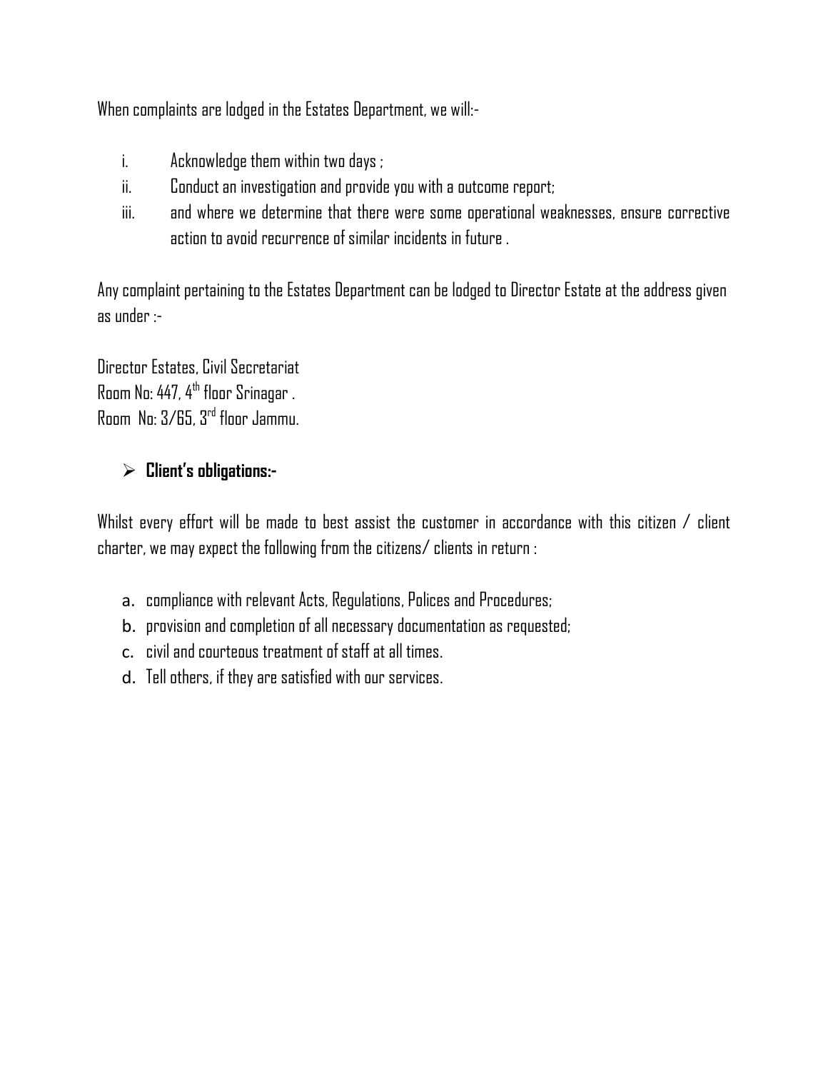When complaints are lodged in the Estates Department, we will:-

i. Acknowledge them within two days ;
ii. Conduct an investigation and provide you with a outcome report;
iii. and where we determine that there were some operational weaknesses, ensure corrective action to avoid recurrence of similar incidents in future .

Any complaint pertaining to the Estates Department can be lodged to Director Estate at the address given as under :-

Director Estates, Civil Secretariat
Room No: 447, 4th floor Srinagar .
Room No: 3/65, 3rd floor Jammu.

- **Client's obligations:-**

Whilst every effort will be made to best assist the customer in accordance with this citizen / client charter, we may expect the following from the citizens/ clients in return :

a. compliance with relevant Acts, Regulations, Polices and Procedures;
b. provision and completion of all necessary documentation as requested;
c. civil and courteous treatment of staff at all times.
d. Tell others, if they are satisfied with our services.